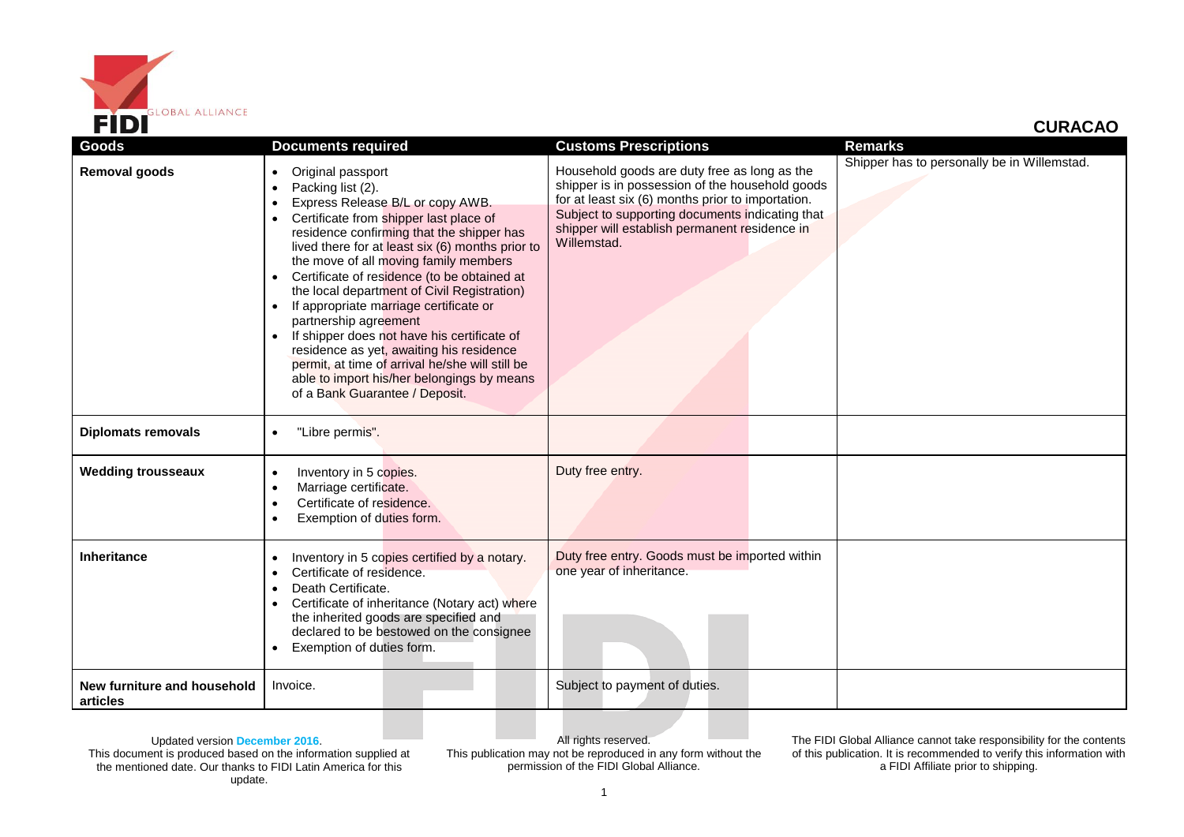# CURACAO

| Goods | Documents required | Customs Prescriptions | Remarks |
|---|---|---|---|
| **Removal goods** | • Original passport<br>• Packing list (2).<br>• Express Release B/L or copy AWB.<br>• Certificate from shipper last place of residence confirming that the shipper has lived there for at least six (6) months prior to the move of all moving family members<br>• Certificate of residence (to be obtained at the local department of Civil Registration)<br>• If appropriate marriage certificate or partnership agreement<br>• If shipper does not have his certificate of residence as yet, awaiting his residence permit, at time of arrival he/she will still be able to import his/her belongings by means of a Bank Guarantee / Deposit. | Household goods are duty free as long as the shipper is in possession of the household goods for at least six (6) months prior to importation. Subject to supporting documents indicating that shipper will establish permanent residence in Willemstad. | Shipper has to personally be in Willemstad. |
| **Diplomats removals** | • "Libre permis". | | |
| **Wedding trousseaux** | • Inventory in 5 copies.<br>• Marriage certificate.<br>• Certificate of residence.<br>• Exemption of duties form. | Duty free entry. | |
| **Inheritance** | • Inventory in 5 copies certified by a notary.<br>• Certificate of residence.<br>• Death Certificate.<br>• Certificate of inheritance (Notary act) where the inherited goods are specified and declared to be bestowed on the consignee<br>• Exemption of duties form. | Duty free entry. Goods must be imported within one year of inheritance. | |
| **New furniture and household articles** | Invoice. | Subject to payment of duties. | |

Updated version **December 2016**.
This document is produced based on the information supplied at the mentioned date. Our thanks to FIDI Latin America for this update.

All rights reserved.
This publication may not be reproduced in any form without the permission of the FIDI Global Alliance.

The FIDI Global Alliance cannot take responsibility for the contents of this publication. It is recommended to verify this information with a FIDI Affiliate prior to shipping.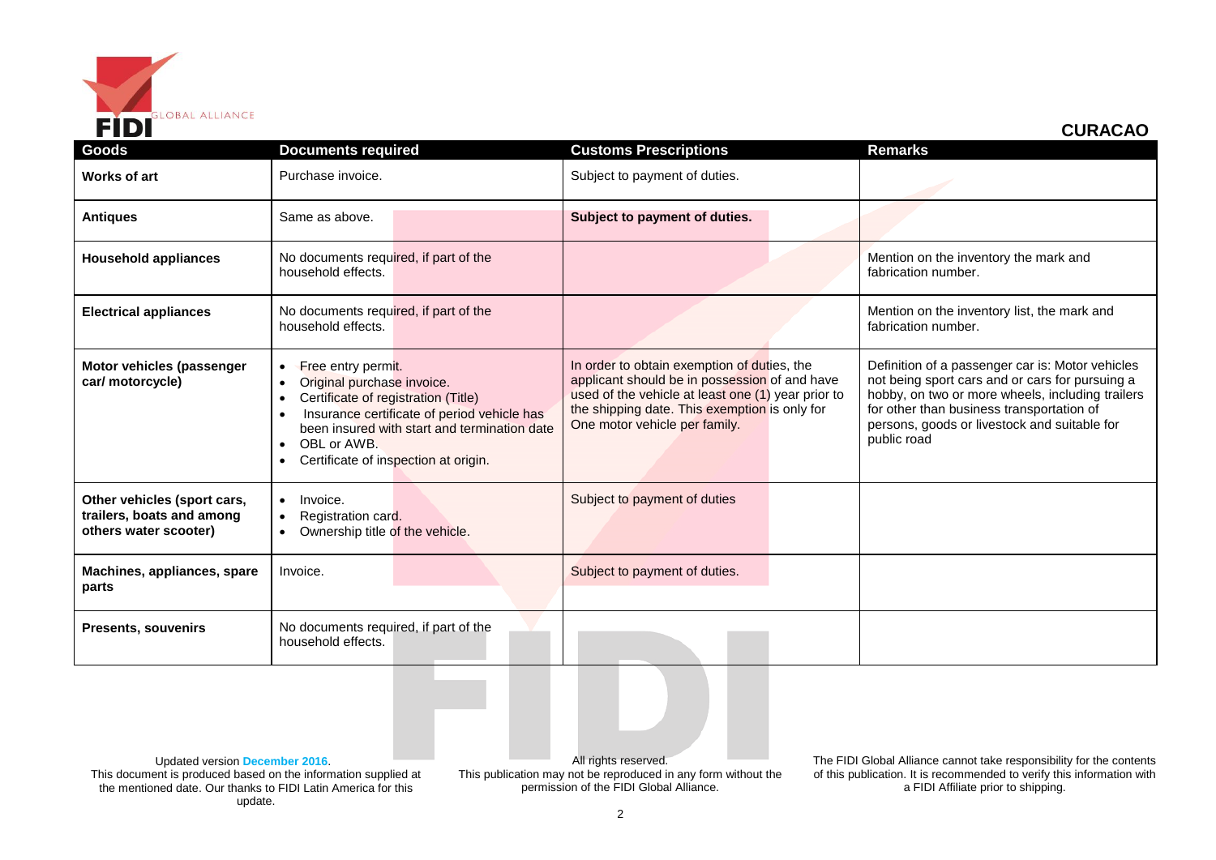**CURACAO**

| Goods | Documents required | Customs Prescriptions | Remarks |
|---|---|---|---|
| **Works of art** | Purchase invoice. | Subject to payment of duties. | |
| **Antiques** | Same as above. | **Subject to payment of duties.** | |
| **Household appliances** | No documents required, if part of the household effects. | | Mention on the inventory the mark and fabrication number. |
| **Electrical appliances** | No documents required, if part of the household effects. | | Mention on the inventory list, the mark and fabrication number. |
| **Motor vehicles (passenger car/ motorcycle)** | • Free entry permit.<br>• Original purchase invoice.<br>• Certificate of registration (Title)<br>• Insurance certificate of period vehicle has been insured with start and termination date<br>• OBL or AWB.<br>• Certificate of inspection at origin. | In order to obtain exemption of duties, the applicant should be in possession of and have used of the vehicle at least one (1) year prior to the shipping date. This exemption is only for One motor vehicle per family. | Definition of a passenger car is: Motor vehicles not being sport cars and or cars for pursuing a hobby, on two or more wheels, including trailers for other than business transportation of persons, goods or livestock and suitable for public road |
| **Other vehicles (sport cars, trailers, boats and among others water scooter)** | • Invoice.<br>• Registration card.<br>• Ownership title of the vehicle. | Subject to payment of duties | |
| **Machines, appliances, spare parts** | Invoice. | Subject to payment of duties. | |
| **Presents, souvenirs** | No documents required, if part of the household effects. | | |

Updated version December 2016.
This document is produced based on the information supplied at the mentioned date. Our thanks to FIDI Latin America for this update.

All rights reserved.
This publication may not be reproduced in any form without the permission of the FIDI Global Alliance.

The FIDI Global Alliance cannot take responsibility for the contents of this publication. It is recommended to verify this information with a FIDI Affiliate prior to shipping.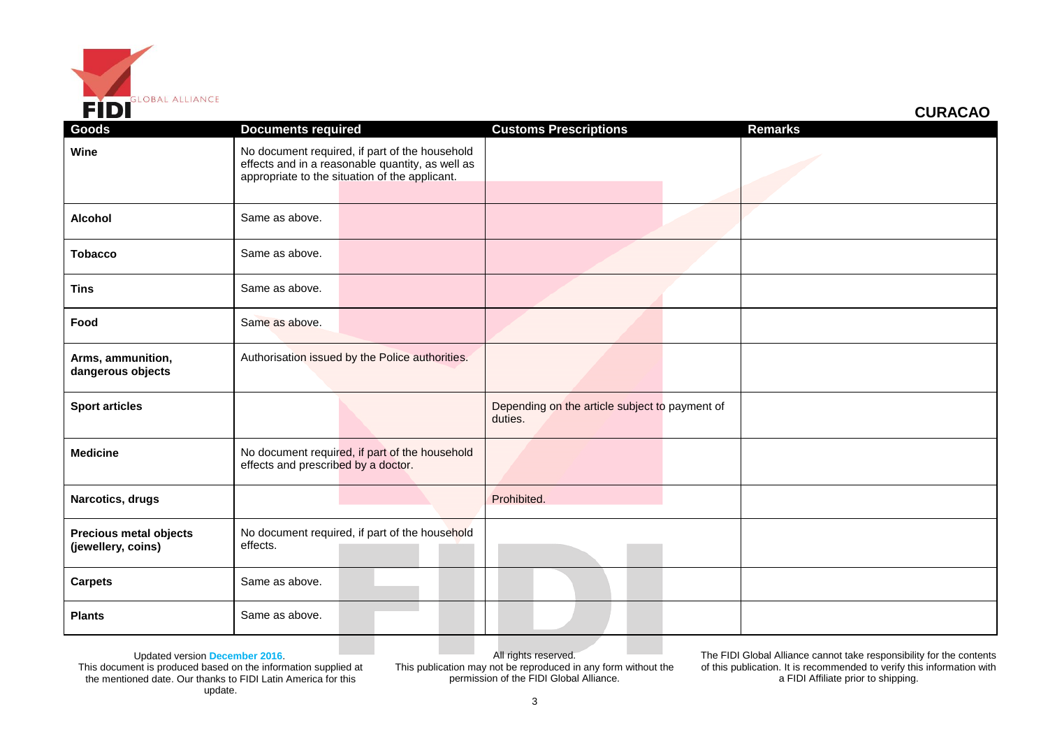**CURACAO**

| Goods | Documents required | Customs Prescriptions | Remarks |
|---|---|---|---|
| **Wine** | No document required, if part of the household effects and in a reasonable quantity, as well as appropriate to the situation of the applicant. | | |
| **Alcohol** | Same as above. | | |
| **Tobacco** | Same as above. | | |
| **Tins** | Same as above. | | |
| **Food** | Same as above. | | |
| **Arms, ammunition, dangerous objects** | Authorisation issued by the Police authorities. | | |
| **Sport articles** | | Depending on the article subject to payment of duties. | |
| **Medicine** | No document required, if part of the household effects and prescribed by a doctor. | | |
| **Narcotics, drugs** | | Prohibited. | |
| **Precious metal objects (jewellery, coins)** | No document required, if part of the household effects. | | |
| **Carpets** | Same as above. | | |
| **Plants** | Same as above. | | |

Updated version December 2016.
This document is produced based on the information supplied at the mentioned date. Our thanks to FIDI Latin America for this update.

All rights reserved.
This publication may not be reproduced in any form without the permission of the FIDI Global Alliance.

The FIDI Global Alliance cannot take responsibility for the contents of this publication. It is recommended to verify this information with a FIDI Affiliate prior to shipping.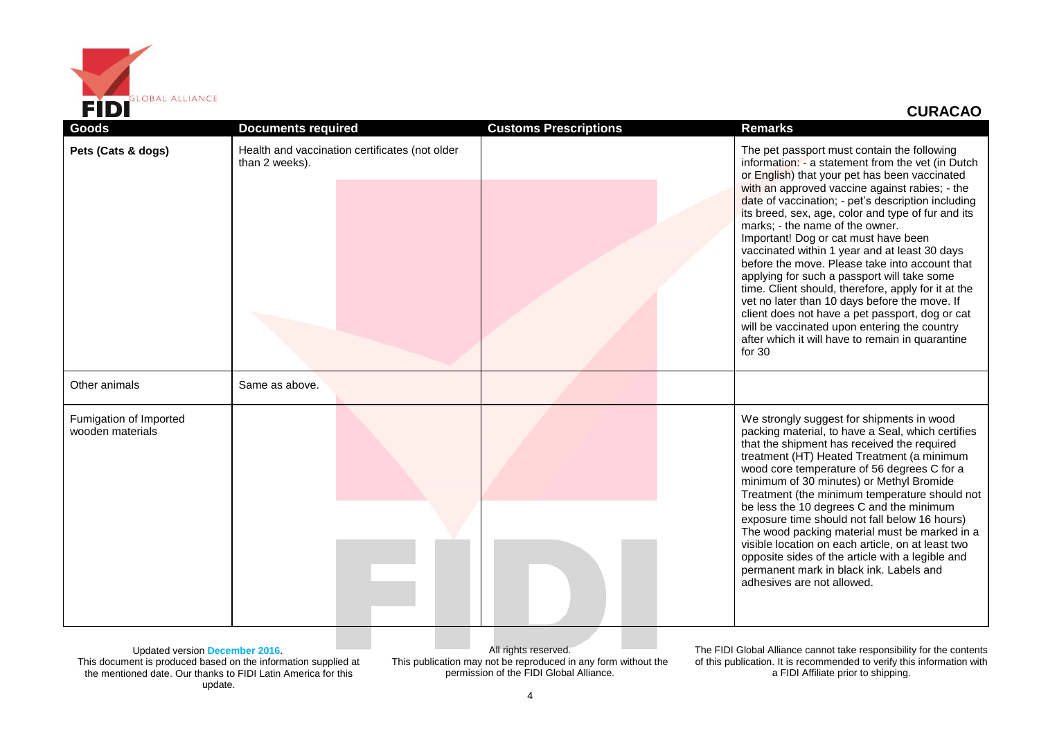## CURACAO

| Goods | Documents required | Customs Prescriptions | Remarks |
|---|---|---|---|
| **Pets (Cats & dogs)** | Health and vaccination certificates (not older than 2 weeks). | | The pet passport must contain the following information: - a statement from the vet (in Dutch or English) that your pet has been vaccinated with an approved vaccine against rabies; - the date of vaccination; - pet's description including its breed, sex, age, color and type of fur and its marks; - the name of the owner. Important! Dog or cat must have been vaccinated within 1 year and at least 30 days before the move. Please take into account that applying for such a passport will take some time. Client should, therefore, apply for it at the vet no later than 10 days before the move. If client does not have a pet passport, dog or cat will be vaccinated upon entering the country after which it will have to remain in quarantine for 30 |
| Other animals | Same as above. | | |
| Fumigation of Imported wooden materials | | | We strongly suggest for shipments in wood packing material, to have a Seal, which certifies that the shipment has received the required treatment (HT) Heated Treatment (a minimum wood core temperature of 56 degrees C for a minimum of 30 minutes) or Methyl Bromide Treatment (the minimum temperature should not be less the 10 degrees C and the minimum exposure time should not fall below 16 hours) The wood packing material must be marked in a visible location on each article, on at least two opposite sides of the article with a legible and permanent mark in black ink. Labels and adhesives are not allowed. |

Updated version December 2016.
This document is produced based on the information supplied at the mentioned date. Our thanks to FIDI Latin America for this update.

All rights reserved.
This publication may not be reproduced in any form without the permission of the FIDI Global Alliance.

The FIDI Global Alliance cannot take responsibility for the contents of this publication. It is recommended to verify this information with a FIDI Affiliate prior to shipping.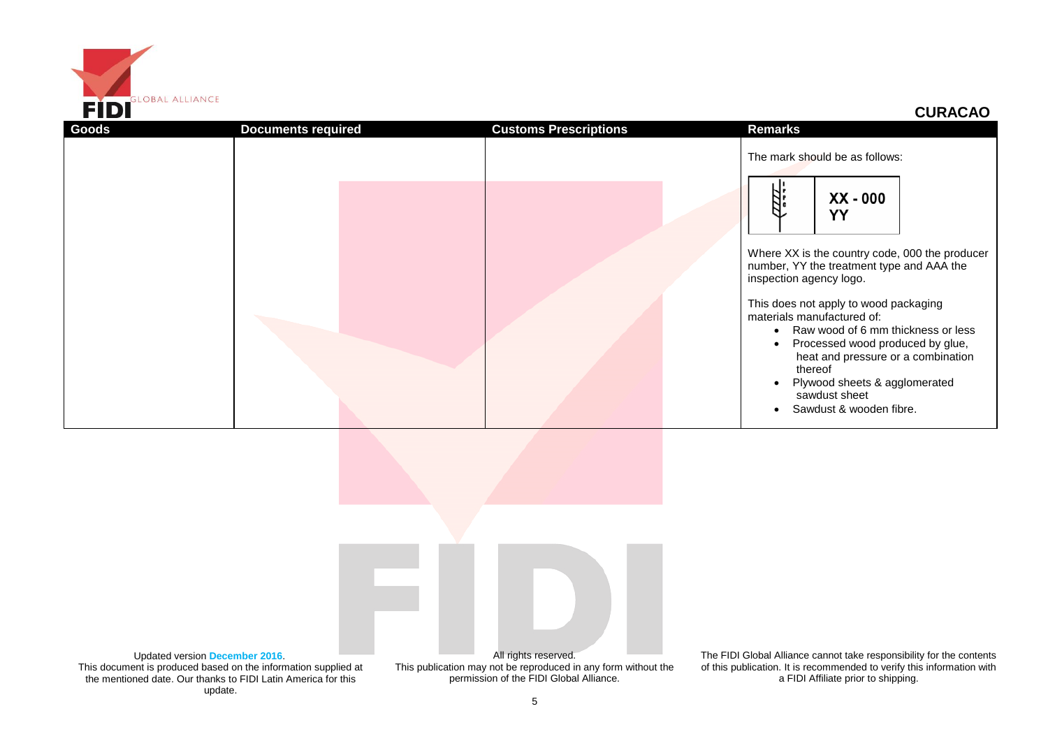## CURACAO

| Goods | Documents required | Customs Prescriptions | Remarks |
|---|---|---|---|
| | | | The mark should be as follows:<br><br>XX - 000<br>YY<br><br>Where XX is the country code, 000 the producer number, YY the treatment type and AAA the inspection agency logo.<br><br>This does not apply to wood packaging materials manufactured of:<br>• Raw wood of 6 mm thickness or less<br>• Processed wood produced by glue, heat and pressure or a combination thereof<br>• Plywood sheets & agglomerated sawdust sheet<br>• Sawdust & wooden fibre. |

Updated version **December 2016**.
This document is produced based on the information supplied at the mentioned date. Our thanks to FIDI Latin America for this update.

All rights reserved.
This publication may not be reproduced in any form without the permission of the FIDI Global Alliance.

The FIDI Global Alliance cannot take responsibility for the contents of this publication. It is recommended to verify this information with a FIDI Affiliate prior to shipping.